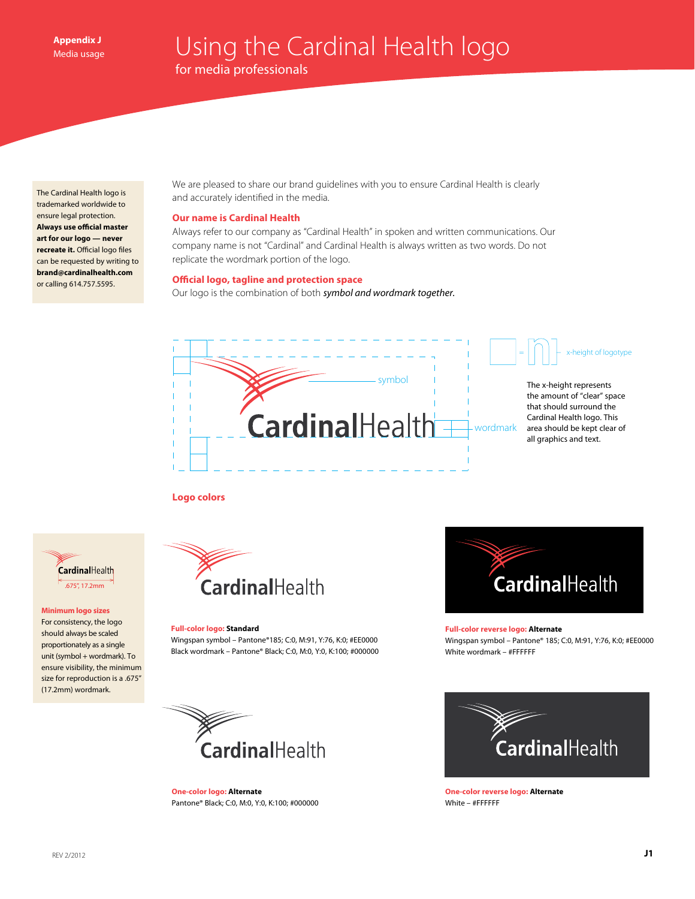**Appendix J**
Media usage

# Using the Cardinal Health logo
## for media professionals

The Cardinal Health logo is trademarked worldwide to ensure legal protection. **Always use official master art for our logo — never recreate it.** Official logo files can be requested by writing to **brand@cardinalhealth.com** or calling 614.757.5595.

We are pleased to share our brand guidelines with you to ensure Cardinal Health is clearly and accurately identified in the media.

### Our name is Cardinal Health

Always refer to our company as "Cardinal Health" in spoken and written communications. Our company name is not "Cardinal" and Cardinal Health is always written as two words. Do not replicate the wordmark portion of the logo.

### Official logo, tagline and protection space

Our logo is the combination of both *symbol and wordmark together.*

symbol

wordmark

= x-height of logotype

The x-height represents the amount of "clear" space that should surround the Cardinal Health logo. This area should be kept clear of all graphics and text.

### Logo colors

.675", 17.2mm

**Minimum logo sizes**

For consistency, the logo should always be scaled proportionately as a single unit (symbol + wordmark). To ensure visibility, the minimum size for reproduction is a .675" (17.2mm) wordmark.

**Full-color logo: Standard**
Wingspan symbol – Pantone®185; C:0, M:91, Y:76, K:0; #EE0000
Black wordmark – Pantone® Black; C:0, M:0, Y:0, K:100; #000000

**Full-color reverse logo: Alternate**
Wingspan symbol – Pantone® 185; C:0, M:91, Y:76, K:0; #EE0000
White wordmark – #FFFFFF

**One-color logo: Alternate**
Pantone® Black; C:0, M:0, Y:0, K:100; #000000

**One-color reverse logo: Alternate**
White – #FFFFFF

REV 2/2012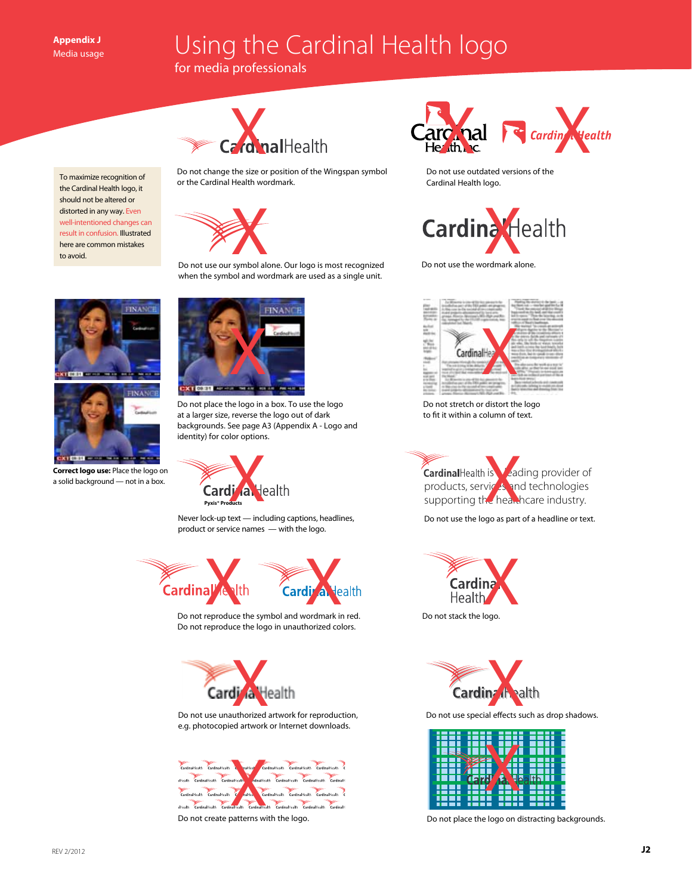**Appendix J**
Media usage

# Using the Cardinal Health logo

## for media professionals

To maximize recognition of the Cardinal Health logo, it should not be altered or distorted in any way. Even well-intentioned changes can result in confusion. Illustrated here are common mistakes to avoid.

Do not change the size or position of the Wingspan symbol or the Cardinal Health wordmark.

Do not use outdated versions of the Cardinal Health logo.

Do not use our symbol alone. Our logo is most recognized when the symbol and wordmark are used as a single unit.

Do not use the wordmark alone.

**Correct logo use:** Place the logo on a solid background — not in a box.

Do not place the logo in a box. To use the logo at a larger size, reverse the logo out of dark backgrounds. See page A3 (Appendix A - Logo and identity) for color options.

Do not stretch or distort the logo to fit it within a column of text.

Never lock-up text — including captions, headlines, product or service names — with the logo.

Do not use the logo as part of a headline or text.

Do not reproduce the symbol and wordmark in red. Do not reproduce the logo in unauthorized colors.

Do not stack the logo.

Do not use unauthorized artwork for reproduction, e.g. photocopied artwork or Internet downloads.

Do not use special effects such as drop shadows.

Do not create patterns with the logo.

Do not place the logo on distracting backgrounds.

REV 2/2012